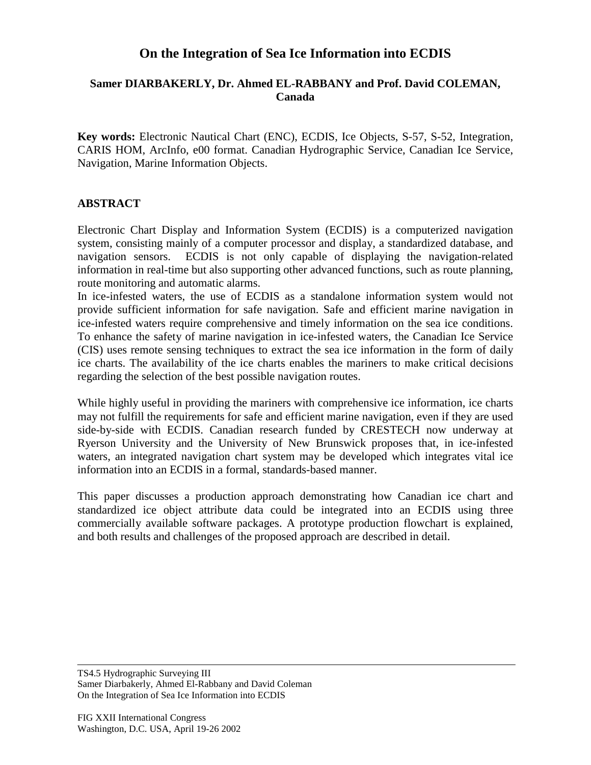# On the Integration of Sea Ice Information into ECDIS

**Samer DIARBAKERLY, Dr. Ahmed EL-RABBANY and Prof. David COLEMAN, Canada**

**Key words:** Electronic Nautical Chart (ENC), ECDIS, Ice Objects, S-57, S-52, Integration, CARIS HOM, ArcInfo, e00 format. Canadian Hydrographic Service, Canadian Ice Service, Navigation, Marine Information Objects.

## ABSTRACT

Electronic Chart Display and Information System (ECDIS) is a computerized navigation system, consisting mainly of a computer processor and display, a standardized database, and navigation sensors. ECDIS is not only capable of displaying the navigation-related information in real-time but also supporting other advanced functions, such as route planning, route monitoring and automatic alarms.

In ice-infested waters, the use of ECDIS as a standalone information system would not provide sufficient information for safe navigation. Safe and efficient marine navigation in ice-infested waters require comprehensive and timely information on the sea ice conditions. To enhance the safety of marine navigation in ice-infested waters, the Canadian Ice Service (CIS) uses remote sensing techniques to extract the sea ice information in the form of daily ice charts. The availability of the ice charts enables the mariners to make critical decisions regarding the selection of the best possible navigation routes.

While highly useful in providing the mariners with comprehensive ice information, ice charts may not fulfill the requirements for safe and efficient marine navigation, even if they are used side-by-side with ECDIS. Canadian research funded by CRESTECH now underway at Ryerson University and the University of New Brunswick proposes that, in ice-infested waters, an integrated navigation chart system may be developed which integrates vital ice information into an ECDIS in a formal, standards-based manner.

This paper discusses a production approach demonstrating how Canadian ice chart and standardized ice object attribute data could be integrated into an ECDIS using three commercially available software packages. A prototype production flowchart is explained, and both results and challenges of the proposed approach are described in detail.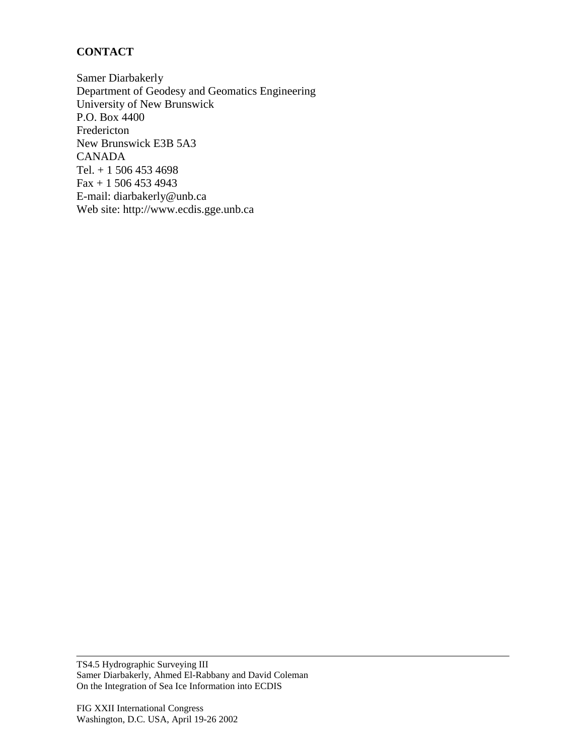## CONTACT

Samer Diarbakerly  
Department of Geodesy and Geomatics Engineering  
University of New Brunswick  
P.O. Box 4400  
Fredericton  
New Brunswick E3B 5A3  
CANADA  
Tel. + 1 506 453 4698  
Fax + 1 506 453 4943  
E-mail: diarbakerly@unb.ca  
Web site: http://www.ecdis.gge.unb.ca